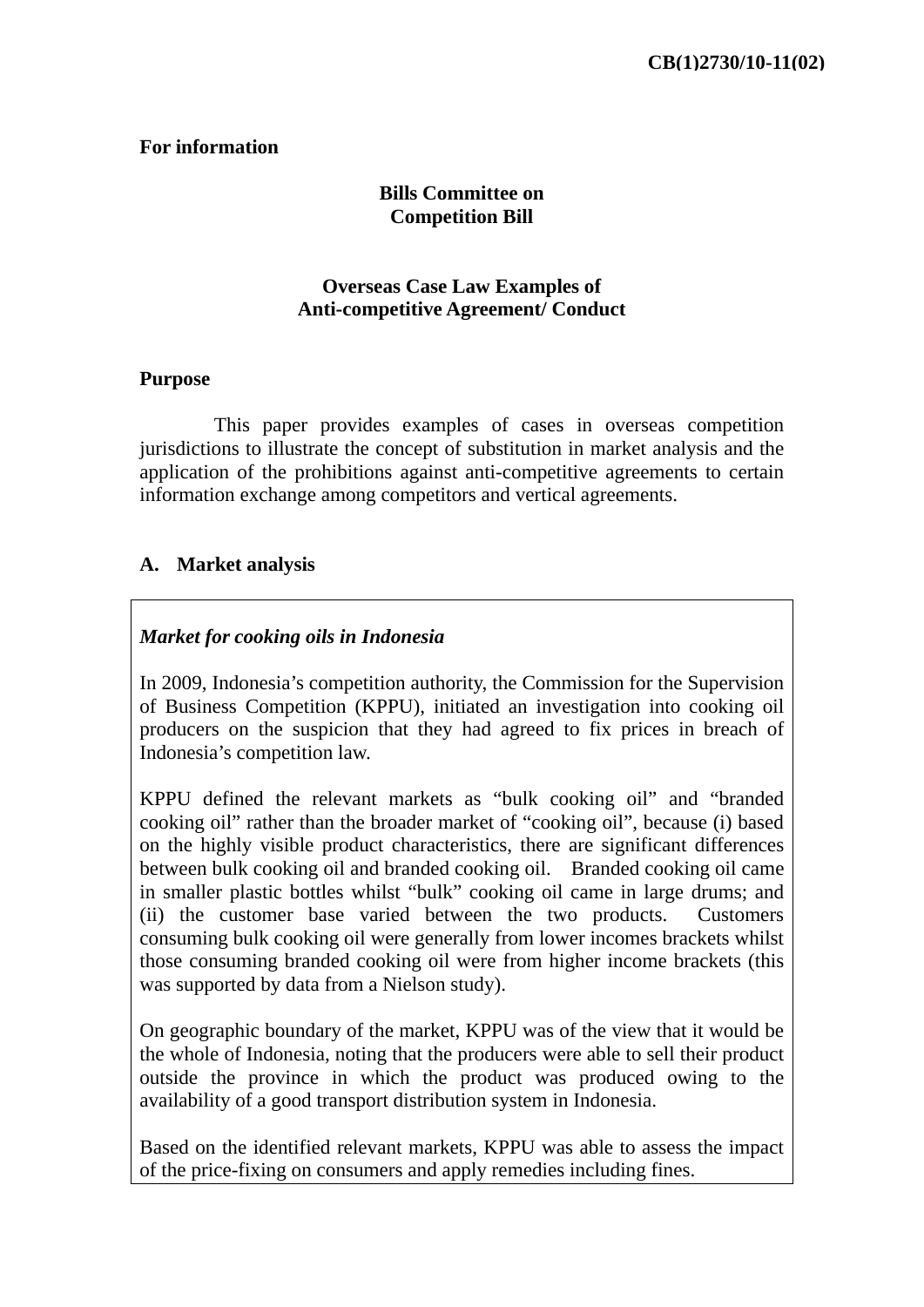**CB(1)2730/10-11(02)**

**For information**

**Bills Committee on**
**Competition Bill**

**Overseas Case Law Examples of**
**Anti-competitive Agreement/ Conduct**

## Purpose

This paper provides examples of cases in overseas competition jurisdictions to illustrate the concept of substitution in market analysis and the application of the prohibitions against anti-competitive agreements to certain information exchange among competitors and vertical agreements.

## A. Market analysis

***Market for cooking oils in Indonesia***

In 2009, Indonesia's competition authority, the Commission for the Supervision of Business Competition (KPPU), initiated an investigation into cooking oil producers on the suspicion that they had agreed to fix prices in breach of Indonesia's competition law.

KPPU defined the relevant markets as "bulk cooking oil" and "branded cooking oil" rather than the broader market of "cooking oil", because (i) based on the highly visible product characteristics, there are significant differences between bulk cooking oil and branded cooking oil. Branded cooking oil came in smaller plastic bottles whilst "bulk" cooking oil came in large drums; and (ii) the customer base varied between the two products. Customers consuming bulk cooking oil were generally from lower incomes brackets whilst those consuming branded cooking oil were from higher income brackets (this was supported by data from a Nielson study).

On geographic boundary of the market, KPPU was of the view that it would be the whole of Indonesia, noting that the producers were able to sell their product outside the province in which the product was produced owing to the availability of a good transport distribution system in Indonesia.

Based on the identified relevant markets, KPPU was able to assess the impact of the price-fixing on consumers and apply remedies including fines.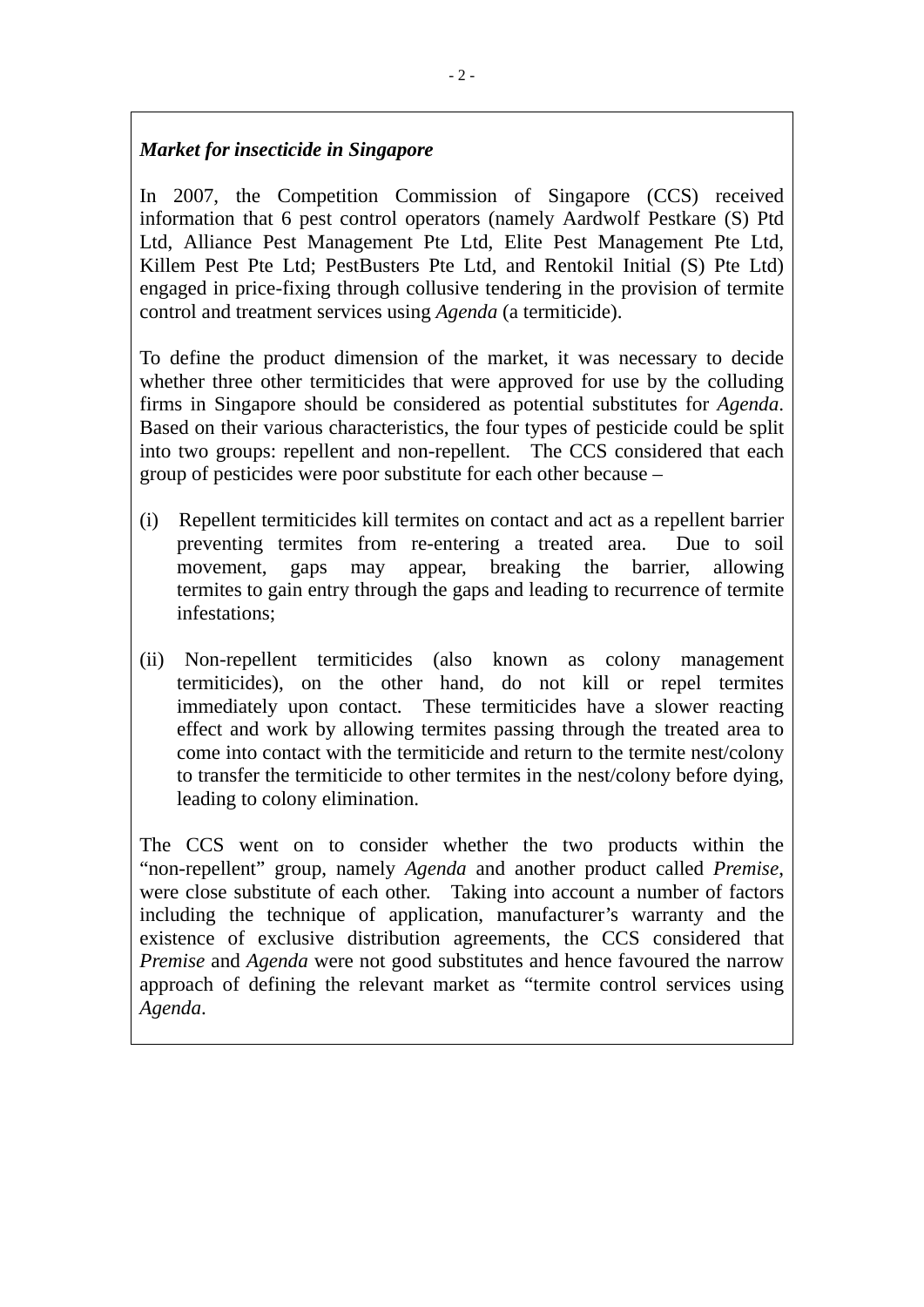***Market for insecticide in Singapore***

In 2007, the Competition Commission of Singapore (CCS) received information that 6 pest control operators (namely Aardwolf Pestkare (S) Ptd Ltd, Alliance Pest Management Pte Ltd, Elite Pest Management Pte Ltd, Killem Pest Pte Ltd; PestBusters Pte Ltd, and Rentokil Initial (S) Pte Ltd) engaged in price-fixing through collusive tendering in the provision of termite control and treatment services using *Agenda* (a termiticide).

To define the product dimension of the market, it was necessary to decide whether three other termiticides that were approved for use by the colluding firms in Singapore should be considered as potential substitutes for *Agenda*. Based on their various characteristics, the four types of pesticide could be split into two groups: repellent and non-repellent. The CCS considered that each group of pesticides were poor substitute for each other because –

(i) Repellent termiticides kill termites on contact and act as a repellent barrier preventing termites from re-entering a treated area. Due to soil movement, gaps may appear, breaking the barrier, allowing termites to gain entry through the gaps and leading to recurrence of termite infestations;

(ii) Non-repellent termiticides (also known as colony management termiticides), on the other hand, do not kill or repel termites immediately upon contact. These termiticides have a slower reacting effect and work by allowing termites passing through the treated area to come into contact with the termiticide and return to the termite nest/colony to transfer the termiticide to other termites in the nest/colony before dying, leading to colony elimination.

The CCS went on to consider whether the two products within the "non-repellent" group, namely *Agenda* and another product called *Premise*, were close substitute of each other. Taking into account a number of factors including the technique of application, manufacturer's warranty and the existence of exclusive distribution agreements, the CCS considered that *Premise* and *Agenda* were not good substitutes and hence favoured the narrow approach of defining the relevant market as "termite control services using *Agenda*.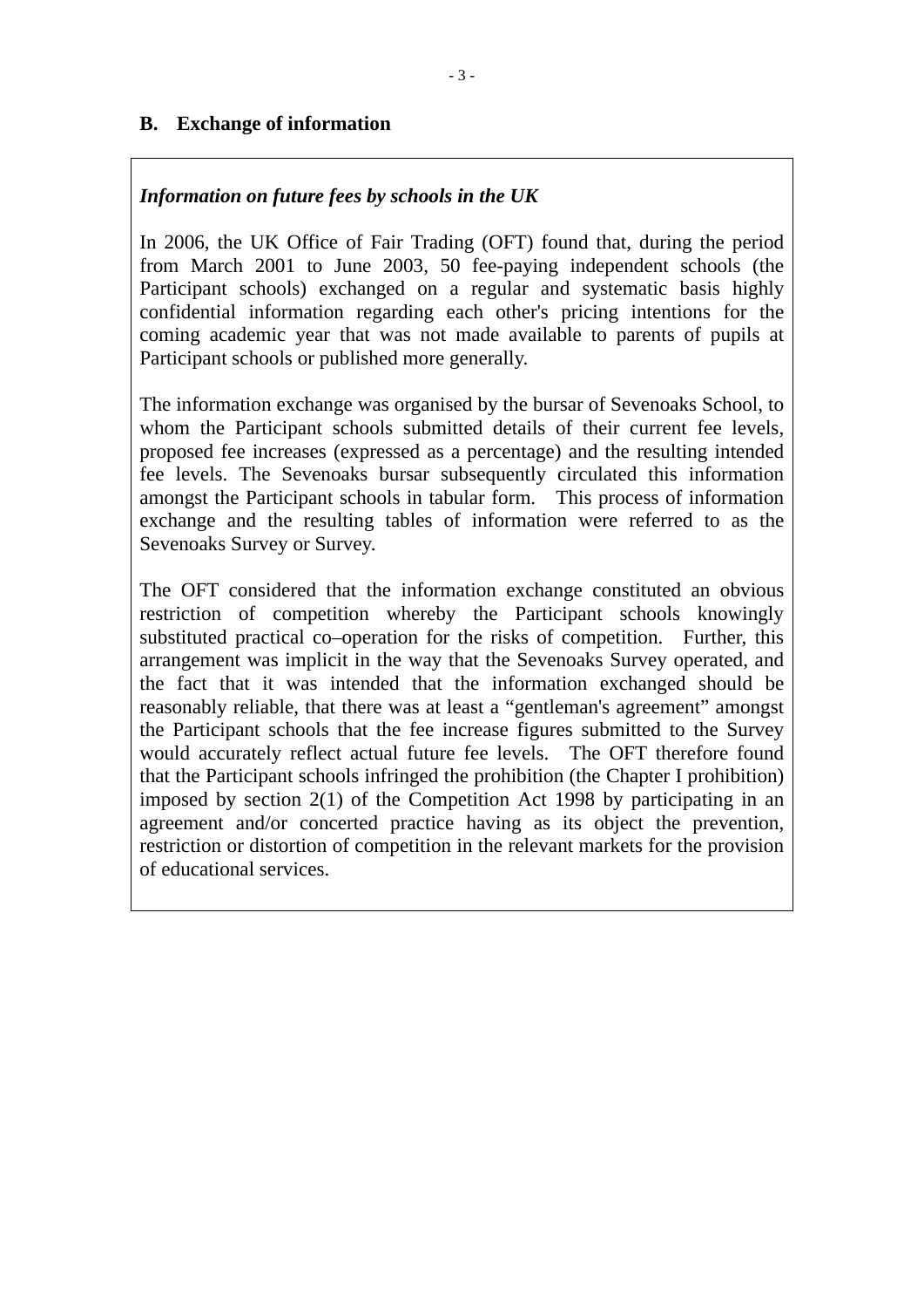## B. Exchange of information

***Information on future fees by schools in the UK***

In 2006, the UK Office of Fair Trading (OFT) found that, during the period from March 2001 to June 2003, 50 fee-paying independent schools (the Participant schools) exchanged on a regular and systematic basis highly confidential information regarding each other's pricing intentions for the coming academic year that was not made available to parents of pupils at Participant schools or published more generally.

The information exchange was organised by the bursar of Sevenoaks School, to whom the Participant schools submitted details of their current fee levels, proposed fee increases (expressed as a percentage) and the resulting intended fee levels. The Sevenoaks bursar subsequently circulated this information amongst the Participant schools in tabular form. This process of information exchange and the resulting tables of information were referred to as the Sevenoaks Survey or Survey.

The OFT considered that the information exchange constituted an obvious restriction of competition whereby the Participant schools knowingly substituted practical co–operation for the risks of competition. Further, this arrangement was implicit in the way that the Sevenoaks Survey operated, and the fact that it was intended that the information exchanged should be reasonably reliable, that there was at least a "gentleman's agreement" amongst the Participant schools that the fee increase figures submitted to the Survey would accurately reflect actual future fee levels. The OFT therefore found that the Participant schools infringed the prohibition (the Chapter I prohibition) imposed by section 2(1) of the Competition Act 1998 by participating in an agreement and/or concerted practice having as its object the prevention, restriction or distortion of competition in the relevant markets for the provision of educational services.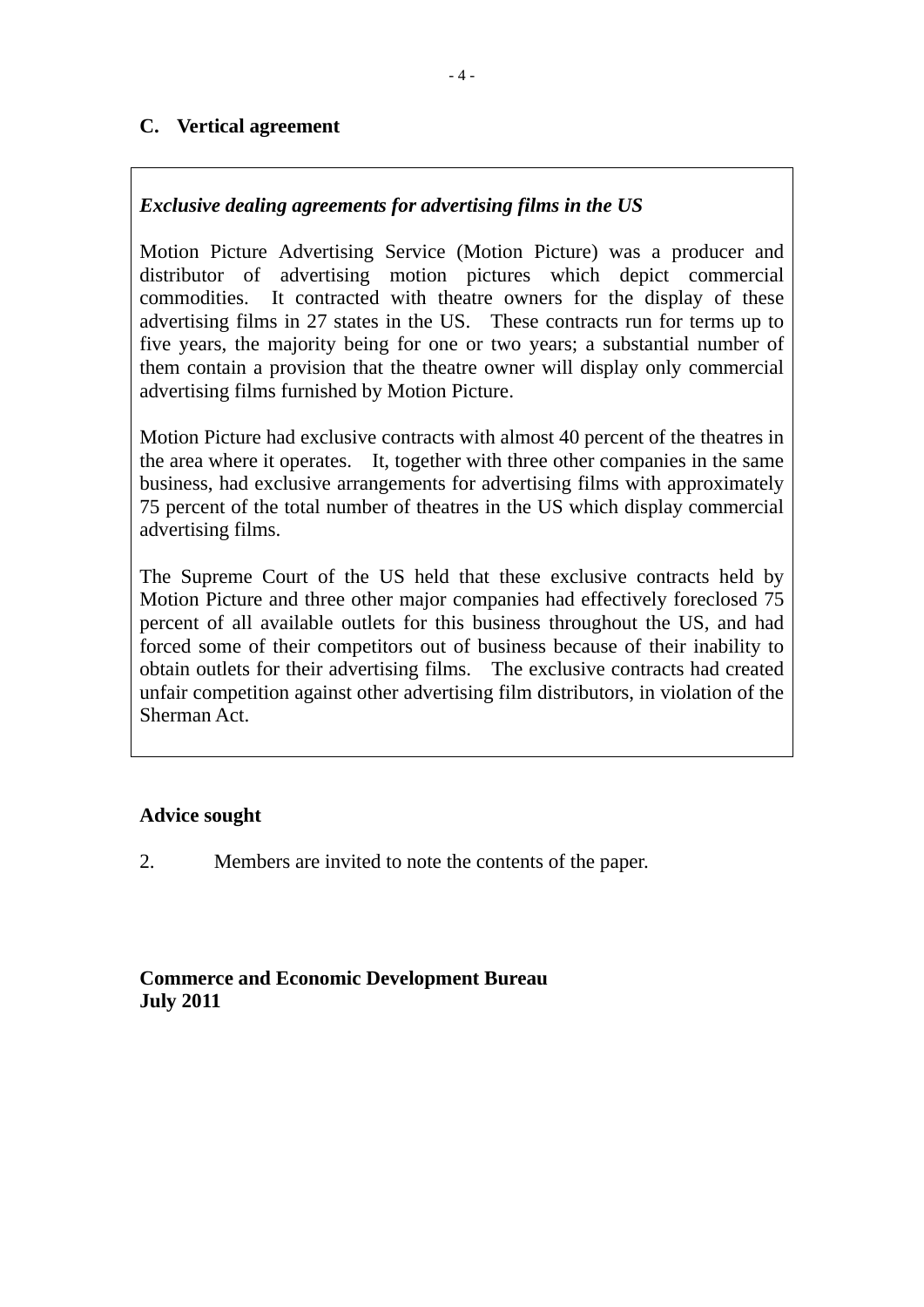## C. Vertical agreement

***Exclusive dealing agreements for advertising films in the US***

Motion Picture Advertising Service (Motion Picture) was a producer and distributor of advertising motion pictures which depict commercial commodities. It contracted with theatre owners for the display of these advertising films in 27 states in the US. These contracts run for terms up to five years, the majority being for one or two years; a substantial number of them contain a provision that the theatre owner will display only commercial advertising films furnished by Motion Picture.

Motion Picture had exclusive contracts with almost 40 percent of the theatres in the area where it operates. It, together with three other companies in the same business, had exclusive arrangements for advertising films with approximately 75 percent of the total number of theatres in the US which display commercial advertising films.

The Supreme Court of the US held that these exclusive contracts held by Motion Picture and three other major companies had effectively foreclosed 75 percent of all available outlets for this business throughout the US, and had forced some of their competitors out of business because of their inability to obtain outlets for their advertising films. The exclusive contracts had created unfair competition against other advertising film distributors, in violation of the Sherman Act.

## Advice sought

2. Members are invited to note the contents of the paper.

**Commerce and Economic Development Bureau**
**July 2011**